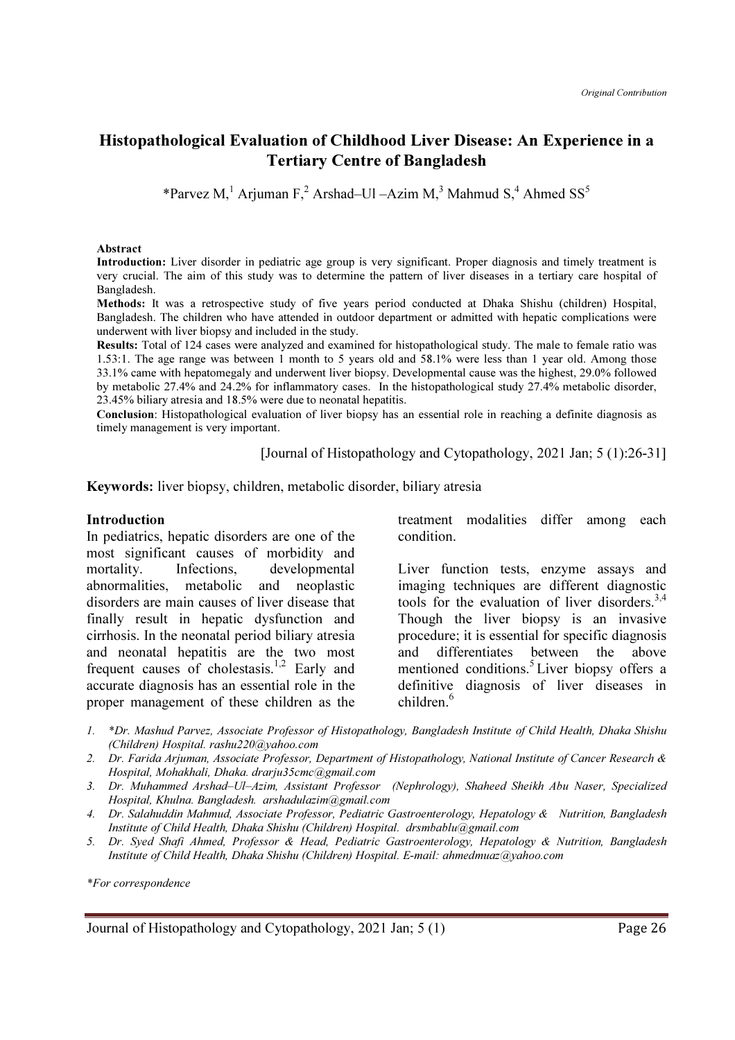*Original Contribution*

# Histopathological Evaluation of Childhood Liver Disease: An Experience in a Tertiary Centre of Bangladesh

*Parvez M,[1] Arjuman F,[2] Arshad–Ul –Azim M,[3] Mahmud S,[4] Ahmed SS[5]

**Abstract**

**Introduction:** Liver disorder in pediatric age group is very significant. Proper diagnosis and timely treatment is very crucial. The aim of this study was to determine the pattern of liver diseases in a tertiary care hospital of Bangladesh.

**Methods:** It was a retrospective study of five years period conducted at Dhaka Shishu (children) Hospital, Bangladesh. The children who have attended in outdoor department or admitted with hepatic complications were underwent with liver biopsy and included in the study.

**Results:** Total of 124 cases were analyzed and examined for histopathological study. The male to female ratio was 1.53:1. The age range was between 1 month to 5 years old and 58.1% were less than 1 year old. Among those 33.1% came with hepatomegaly and underwent liver biopsy. Developmental cause was the highest, 29.0% followed by metabolic 27.4% and 24.2% for inflammatory cases. In the histopathological study 27.4% metabolic disorder, 23.45% biliary atresia and 18.5% were due to neonatal hepatitis.

**Conclusion**: Histopathological evaluation of liver biopsy has an essential role in reaching a definite diagnosis as timely management is very important.

[Journal of Histopathology and Cytopathology, 2021 Jan; 5 (1):26-31]

**Keywords:** liver biopsy, children, metabolic disorder, biliary atresia

## Introduction

In pediatrics, hepatic disorders are one of the most significant causes of morbidity and mortality. Infections, developmental abnormalities, metabolic and neoplastic disorders are main causes of liver disease that finally result in hepatic dysfunction and cirrhosis. In the neonatal period biliary atresia and neonatal hepatitis are the two most frequent causes of cholestasis.[1,2] Early and accurate diagnosis has an essential role in the proper management of these children as the treatment modalities differ among each condition.

Liver function tests, enzyme assays and imaging techniques are different diagnostic tools for the evaluation of liver disorders.[3,4] Though the liver biopsy is an invasive procedure; it is essential for specific diagnosis and differentiates between the above mentioned conditions.[5] Liver biopsy offers a definitive diagnosis of liver diseases in children.[6]

1. *Dr. Mashud Parvez, Associate Professor of Histopathology, Bangladesh Institute of Child Health, Dhaka Shishu (Children) Hospital. rashu220@yahoo.com
2. Dr. Farida Arjuman, Associate Professor, Department of Histopathology, National Institute of Cancer Research & Hospital, Mohakhali, Dhaka. drarju35cmc@gmail.com
3. Dr. Muhammed Arshad–Ul–Azim, Assistant Professor (Nephrology), Shaheed Sheikh Abu Naser, Specialized Hospital, Khulna. Bangladesh. arshadulazim@gmail.com
4. Dr. Salahuddin Mahmud, Associate Professor, Pediatric Gastroenterology, Hepatology & Nutrition, Bangladesh Institute of Child Health, Dhaka Shishu (Children) Hospital. drsmbablu@gmail.com
5. Dr. Syed Shafi Ahmed, Professor & Head, Pediatric Gastroenterology, Hepatology & Nutrition, Bangladesh Institute of Child Health, Dhaka Shishu (Children) Hospital. E-mail: ahmedmuaz@yahoo.com

*For correspondence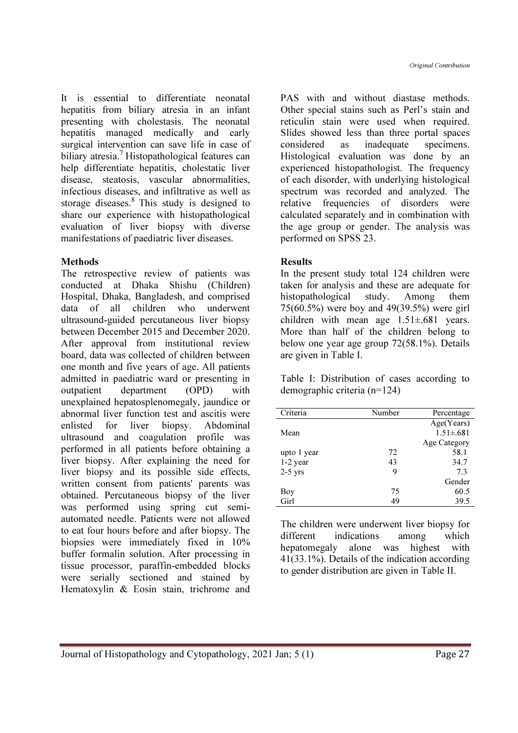It is essential to differentiate neonatal hepatitis from biliary atresia in an infant presenting with cholestasis. The neonatal hepatitis managed medically and early surgical intervention can save life in case of biliary atresia.[7] Histopathological features can help differentiate hepatitis, cholestatic liver disease, steatosis, vascular abnormalities, infectious diseases, and infiltrative as well as storage diseases.[8] This study is designed to share our experience with histopathological evaluation of liver biopsy with diverse manifestations of paediatric liver diseases.

**Methods**

The retrospective review of patients was conducted at Dhaka Shishu (Children) Hospital, Dhaka, Bangladesh, and comprised data of all children who underwent ultrasound-guided percutaneous liver biopsy between December 2015 and December 2020. After approval from institutional review board, data was collected of children between one month and five years of age. All patients admitted in paediatric ward or presenting in outpatient department (OPD) with unexplained hepatosplenomegaly, jaundice or abnormal liver function test and ascitis were enlisted for liver biopsy. Abdominal ultrasound and coagulation profile was performed in all patients before obtaining a liver biopsy. After explaining the need for liver biopsy and its possible side effects, written consent from patients' parents was obtained. Percutaneous biopsy of the liver was performed using spring cut semi-automated needle. Patients were not allowed to eat four hours before and after biopsy. The biopsies were immediately fixed in 10% buffer formalin solution. After processing in tissue processor, paraffin-embedded blocks were serially sectioned and stained by Hematoxylin & Eosin stain, trichrome and PAS with and without diastase methods. Other special stains such as Perl's stain and reticulin stain were used when required. Slides showed less than three portal spaces considered as inadequate specimens. Histological evaluation was done by an experienced histopathologist. The frequency of each disorder, with underlying histological spectrum was recorded and analyzed. The relative frequencies of disorders were calculated separately and in combination with the age group or gender. The analysis was performed on SPSS 23.

**Results**

In the present study total 124 children were taken for analysis and these are adequate for histopathological study. Among them 75(60.5%) were boy and 49(39.5%) were girl children with mean age 1.51±.681 years. More than half of the children belong to below one year age group 72(58.1%). Details are given in Table I.

Table I: Distribution of cases according to demographic criteria (n=124)

| Criteria | Number | Percentage |
|---|---|---|
| | | Age(Years) |
| Mean | | 1.51±.681 |
| | | Age Category |
| upto 1 year | 72 | 58.1 |
| 1-2 year | 43 | 34.7 |
| 2-5 yrs | 9 | 7.3 |
| | | Gender |
| Boy | 75 | 60.5 |
| Girl | 49 | 39.5 |

The children were underwent liver biopsy for different indications among which hepatomegaly alone was highest with 41(33.1%). Details of the indication according to gender distribution are given in Table II.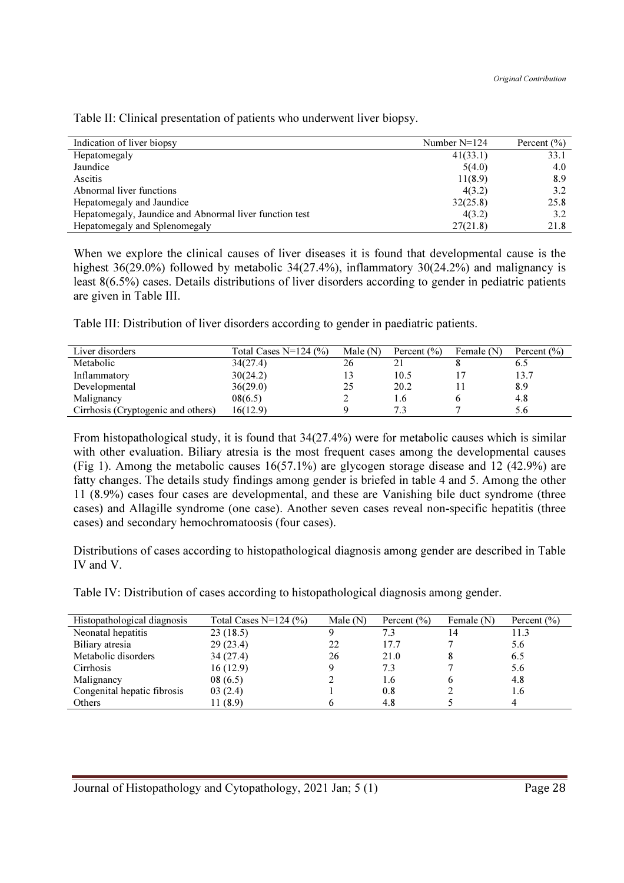Table II: Clinical presentation of patients who underwent liver biopsy.

| Indication of liver biopsy | Number N=124 | Percent (%) |
| --- | --- | --- |
| Hepatomegaly | 41(33.1) | 33.1 |
| Jaundice | 5(4.0) | 4.0 |
| Ascitis | 11(8.9) | 8.9 |
| Abnormal liver functions | 4(3.2) | 3.2 |
| Hepatomegaly and Jaundice | 32(25.8) | 25.8 |
| Hepatomegaly, Jaundice and Abnormal liver function test | 4(3.2) | 3.2 |
| Hepatomegaly and Splenomegaly | 27(21.8) | 21.8 |

When we explore the clinical causes of liver diseases it is found that developmental cause is the highest 36(29.0%) followed by metabolic 34(27.4%), inflammatory 30(24.2%) and malignancy is least 8(6.5%) cases. Details distributions of liver disorders according to gender in pediatric patients are given in Table III.

Table III: Distribution of liver disorders according to gender in paediatric patients.

| Liver disorders | Total Cases N=124 (%) | Male (N) | Percent (%) | Female (N) | Percent (%) |
| --- | --- | --- | --- | --- | --- |
| Metabolic | 34(27.4) | 26 | 21 | 8 | 6.5 |
| Inflammatory | 30(24.2) | 13 | 10.5 | 17 | 13.7 |
| Developmental | 36(29.0) | 25 | 20.2 | 11 | 8.9 |
| Malignancy | 08(6.5) | 2 | 1.6 | 6 | 4.8 |
| Cirrhosis (Cryptogenic and others) | 16(12.9) | 9 | 7.3 | 7 | 5.6 |

From histopathological study, it is found that 34(27.4%) were for metabolic causes which is similar with other evaluation. Biliary atresia is the most frequent cases among the developmental causes (Fig 1). Among the metabolic causes 16(57.1%) are glycogen storage disease and 12 (42.9%) are fatty changes. The details study findings among gender is briefed in table 4 and 5. Among the other 11 (8.9%) cases four cases are developmental, and these are Vanishing bile duct syndrome (three cases) and Allagille syndrome (one case). Another seven cases reveal non-specific hepatitis (three cases) and secondary hemochromatoosis (four cases).

Distributions of cases according to histopathological diagnosis among gender are described in Table IV and V.

Table IV: Distribution of cases according to histopathological diagnosis among gender.

| Histopathological diagnosis | Total Cases N=124 (%) | Male (N) | Percent (%) | Female (N) | Percent (%) |
| --- | --- | --- | --- | --- | --- |
| Neonatal hepatitis | 23 (18.5) | 9 | 7.3 | 14 | 11.3 |
| Biliary atresia | 29 (23.4) | 22 | 17.7 | 7 | 5.6 |
| Metabolic disorders | 34 (27.4) | 26 | 21.0 | 8 | 6.5 |
| Cirrhosis | 16 (12.9) | 9 | 7.3 | 7 | 5.6 |
| Malignancy | 08 (6.5) | 2 | 1.6 | 6 | 4.8 |
| Congenital hepatic fibrosis | 03 (2.4) | 1 | 0.8 | 2 | 1.6 |
| Others | 11 (8.9) | 6 | 4.8 | 5 | 4 |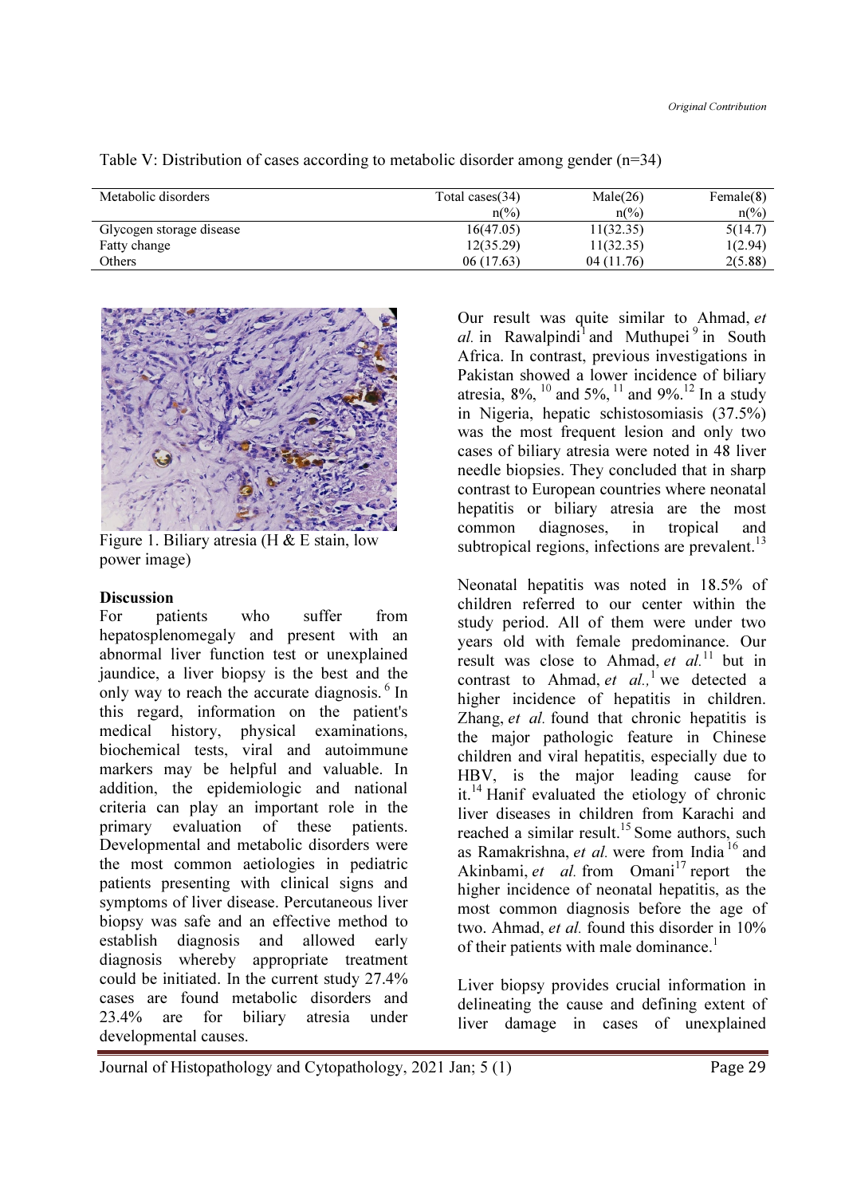Table V: Distribution of cases according to metabolic disorder among gender (n=34)

| Metabolic disorders | Total cases(34) n(%) | Male(26) n(%) | Female(8) n(%) |
|---|---|---|---|
| Glycogen storage disease | 16(47.05) | 11(32.35) | 5(14.7) |
| Fatty change | 12(35.29) | 11(32.35) | 1(2.94) |
| Others | 06 (17.63) | 04 (11.76) | 2(5.88) |

Figure 1. Biliary atresia (H & E stain, low power image)

## Discussion

For patients who suffer from hepatosplenomegaly and present with an abnormal liver function test or unexplained jaundice, a liver biopsy is the best and the only way to reach the accurate diagnosis.[6] In this regard, information on the patient's medical history, physical examinations, biochemical tests, viral and autoimmune markers may be helpful and valuable. In addition, the epidemiologic and national criteria can play an important role in the primary evaluation of these patients. Developmental and metabolic disorders were the most common aetiologies in pediatric patients presenting with clinical signs and symptoms of liver disease. Percutaneous liver biopsy was safe and an effective method to establish diagnosis and allowed early diagnosis whereby appropriate treatment could be initiated. In the current study 27.4% cases are found metabolic disorders and 23.4% are for biliary atresia under developmental causes.

Our result was quite similar to Ahmad, *et al.* in Rawalpindi[1] and Muthupei[9] in South Africa. In contrast, previous investigations in Pakistan showed a lower incidence of biliary atresia, 8%,[10] and 5%,[11] and 9%.[12] In a study in Nigeria, hepatic schistosomiasis (37.5%) was the most frequent lesion and only two cases of biliary atresia were noted in 48 liver needle biopsies. They concluded that in sharp contrast to European countries where neonatal hepatitis or biliary atresia are the most common diagnoses, in tropical and subtropical regions, infections are prevalent.[13]

Neonatal hepatitis was noted in 18.5% of children referred to our center within the study period. All of them were under two years old with female predominance. Our result was close to Ahmad, *et al.*[11] but in contrast to Ahmad, *et al.*,[1] we detected a higher incidence of hepatitis in children. Zhang, *et al.* found that chronic hepatitis is the major pathologic feature in Chinese children and viral hepatitis, especially due to HBV, is the major leading cause for it.[14] Hanif evaluated the etiology of chronic liver diseases in children from Karachi and reached a similar result.[15] Some authors, such as Ramakrishna, *et al.* were from India[16] and Akinbami, *et al.* from Omani[17] report the higher incidence of neonatal hepatitis, as the most common diagnosis before the age of two. Ahmad, *et al.* found this disorder in 10% of their patients with male dominance.[1]

Liver biopsy provides crucial information in delineating the cause and defining extent of liver damage in cases of unexplained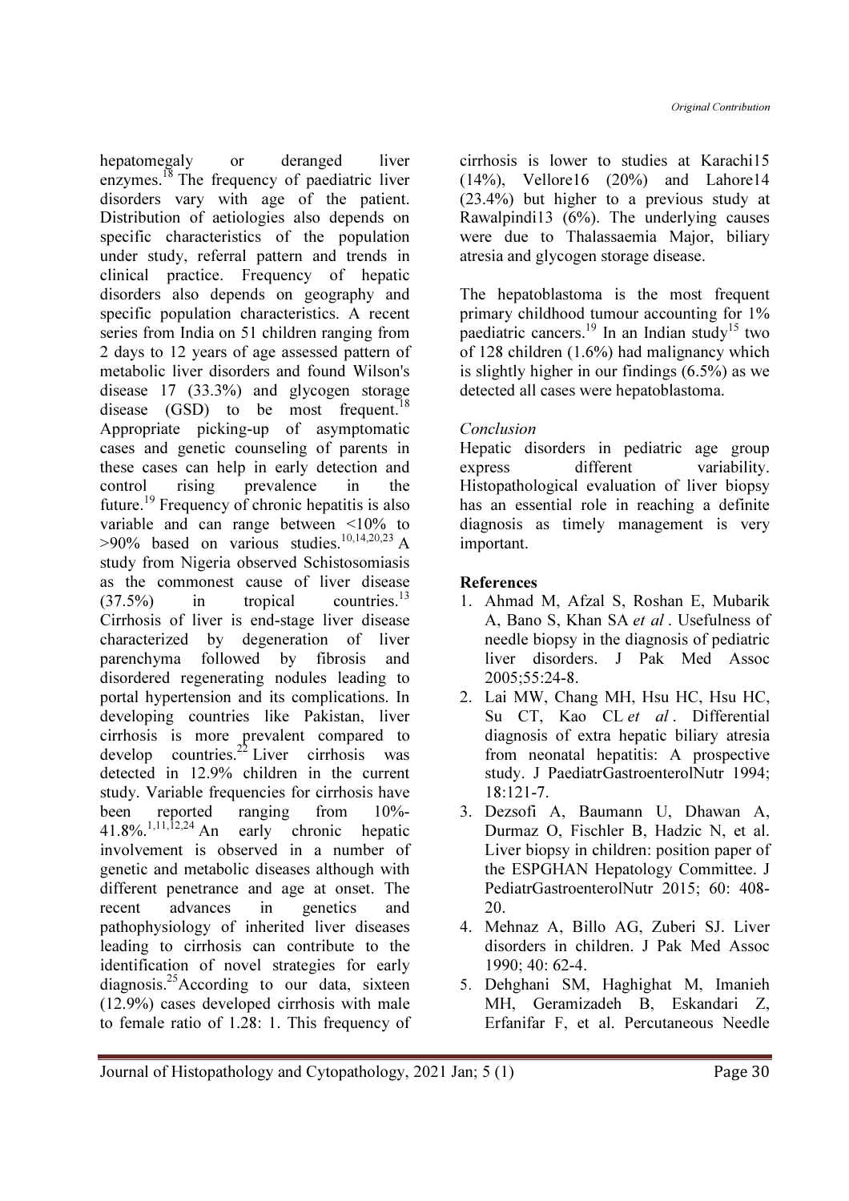hepatomegaly or deranged liver enzymes.[18] The frequency of paediatric liver disorders vary with age of the patient. Distribution of aetiologies also depends on specific characteristics of the population under study, referral pattern and trends in clinical practice. Frequency of hepatic disorders also depends on geography and specific population characteristics. A recent series from India on 51 children ranging from 2 days to 12 years of age assessed pattern of metabolic liver disorders and found Wilson's disease 17 (33.3%) and glycogen storage disease (GSD) to be most frequent.[18] Appropriate picking-up of asymptomatic cases and genetic counseling of parents in these cases can help in early detection and control rising prevalence in the future.[19] Frequency of chronic hepatitis is also variable and can range between <10% to >90% based on various studies.[10,14,20,23] A study from Nigeria observed Schistosomiasis as the commonest cause of liver disease (37.5%) in tropical countries.[13] Cirrhosis of liver is end-stage liver disease characterized by degeneration of liver parenchyma followed by fibrosis and disordered regenerating nodules leading to portal hypertension and its complications. In developing countries like Pakistan, liver cirrhosis is more prevalent compared to develop countries.[22] Liver cirrhosis was detected in 12.9% children in the current study. Variable frequencies for cirrhosis have been reported ranging from 10%-41.8%.[1,11,12,24] An early chronic hepatic involvement is observed in a number of genetic and metabolic diseases although with different penetrance and age at onset. The recent advances in genetics and pathophysiology of inherited liver diseases leading to cirrhosis can contribute to the identification of novel strategies for early diagnosis.[25] According to our data, sixteen (12.9%) cases developed cirrhosis with male to female ratio of 1.28: 1. This frequency of cirrhosis is lower to studies at Karachi15 (14%), Vellore16 (20%) and Lahore14 (23.4%) but higher to a previous study at Rawalpindi13 (6%). The underlying causes were due to Thalassaemia Major, biliary atresia and glycogen storage disease.

The hepatoblastoma is the most frequent primary childhood tumour accounting for 1% paediatric cancers.[19] In an Indian study[15] two of 128 children (1.6%) had malignancy which is slightly higher in our findings (6.5%) as we detected all cases were hepatoblastoma.

*Conclusion*

Hepatic disorders in pediatric age group express different variability. Histopathological evaluation of liver biopsy has an essential role in reaching a definite diagnosis as timely management is very important.

**References**

1. Ahmad M, Afzal S, Roshan E, Mubarik A, Bano S, Khan SA *et al* . Usefulness of needle biopsy in the diagnosis of pediatric liver disorders. J Pak Med Assoc 2005;55:24-8.
2. Lai MW, Chang MH, Hsu HC, Hsu HC, Su CT, Kao CL *et al* . Differential diagnosis of extra hepatic biliary atresia from neonatal hepatitis: A prospective study. J PaediatrGastroenterolNutr 1994; 18:121-7.
3. Dezsofi A, Baumann U, Dhawan A, Durmaz O, Fischler B, Hadzic N, et al. Liver biopsy in children: position paper of the ESPGHAN Hepatology Committee. J PediatrGastroenterolNutr 2015; 60: 408-20.
4. Mehnaz A, Billo AG, Zuberi SJ. Liver disorders in children. J Pak Med Assoc 1990; 40: 62-4.
5. Dehghani SM, Haghighat M, Imanieh MH, Geramizadeh B, Eskandari Z, Erfanifar F, et al. Percutaneous Needle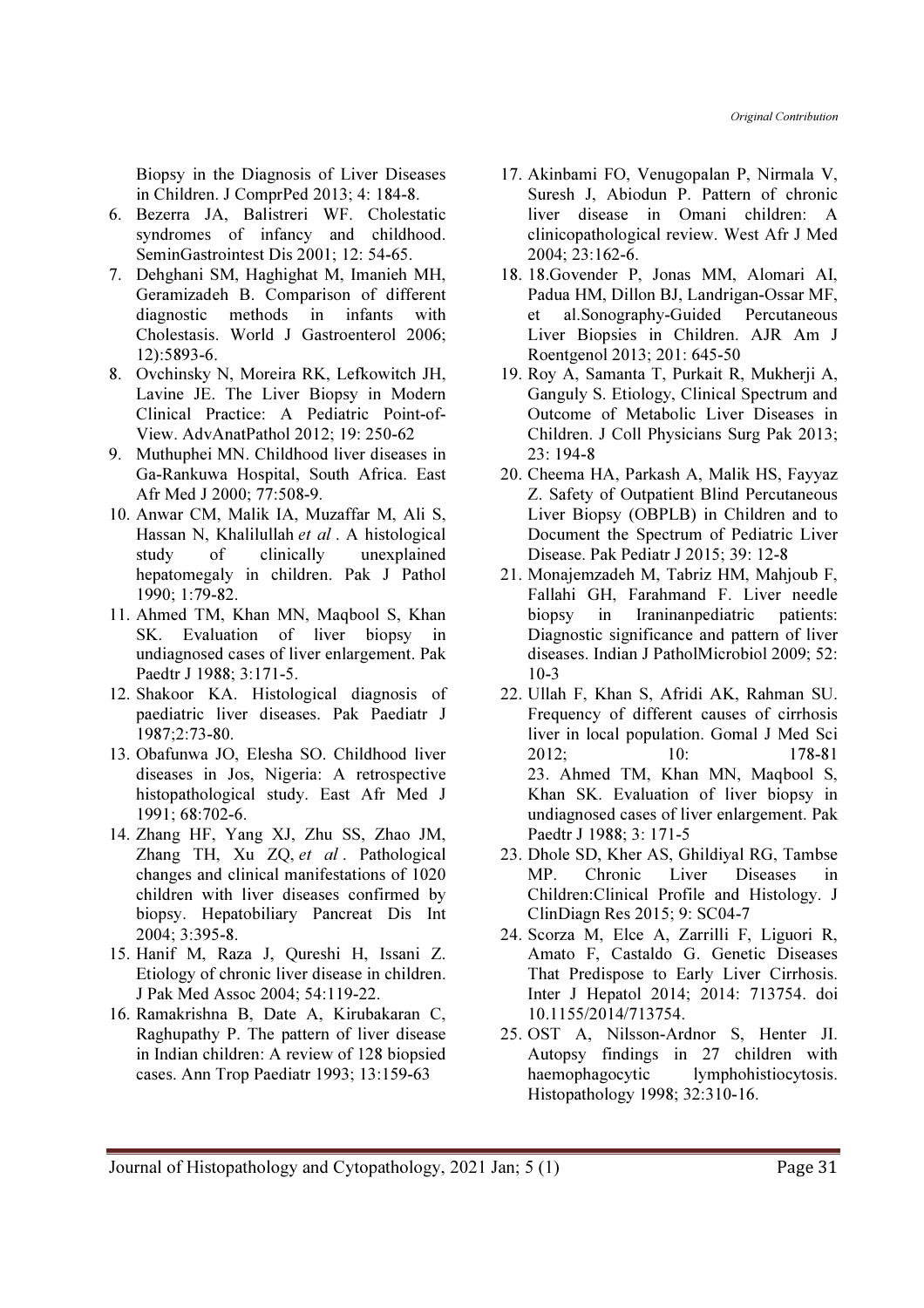Biopsy in the Diagnosis of Liver Diseases in Children. J ComprPed 2013; 4: 184-8.

6. Bezerra JA, Balistreri WF. Cholestatic syndromes of infancy and childhood. SeminGastrointest Dis 2001; 12: 54-65.
7. Dehghani SM, Haghighat M, Imanieh MH, Geramizadeh B. Comparison of different diagnostic methods in infants with Cholestasis. World J Gastroenterol 2006; 12):5893-6.
8. Ovchinsky N, Moreira RK, Lefkowitch JH, Lavine JE. The Liver Biopsy in Modern Clinical Practice: A Pediatric Point-of-View. AdvAnatPathol 2012; 19: 250-62
9. Muthuphei MN. Childhood liver diseases in Ga-Rankuwa Hospital, South Africa. East Afr Med J 2000; 77:508-9.
10. Anwar CM, Malik IA, Muzaffar M, Ali S, Hassan N, Khalilullah *et al* . A histological study of clinically unexplained hepatomegaly in children. Pak J Pathol 1990; 1:79-82.
11. Ahmed TM, Khan MN, Maqbool S, Khan SK. Evaluation of liver biopsy in undiagnosed cases of liver enlargement. Pak Paedtr J 1988; 3:171-5.
12. Shakoor KA. Histological diagnosis of paediatric liver diseases. Pak Paediatr J 1987;2:73-80.
13. Obafunwa JO, Elesha SO. Childhood liver diseases in Jos, Nigeria: A retrospective histopathological study. East Afr Med J 1991; 68:702-6.
14. Zhang HF, Yang XJ, Zhu SS, Zhao JM, Zhang TH, Xu ZQ, *et al* . Pathological changes and clinical manifestations of 1020 children with liver diseases confirmed by biopsy. Hepatobiliary Pancreat Dis Int 2004; 3:395-8.
15. Hanif M, Raza J, Qureshi H, Issani Z. Etiology of chronic liver disease in children. J Pak Med Assoc 2004; 54:119-22.
16. Ramakrishna B, Date A, Kirubakaran C, Raghupathy P. The pattern of liver disease in Indian children: A review of 128 biopsied cases. Ann Trop Paediatr 1993; 13:159-63
17. Akinbami FO, Venugopalan P, Nirmala V, Suresh J, Abiodun P. Pattern of chronic liver disease in Omani children: A clinicopathological review. West Afr J Med 2004; 23:162-6.
18. 18.Govender P, Jonas MM, Alomari AI, Padua HM, Dillon BJ, Landrigan-Ossar MF, et al.Sonography-Guided Percutaneous Liver Biopsies in Children. AJR Am J Roentgenol 2013; 201: 645-50
19. Roy A, Samanta T, Purkait R, Mukherji A, Ganguly S. Etiology, Clinical Spectrum and Outcome of Metabolic Liver Diseases in Children. J Coll Physicians Surg Pak 2013; 23: 194-8
20. Cheema HA, Parkash A, Malik HS, Fayyaz Z. Safety of Outpatient Blind Percutaneous Liver Biopsy (OBPLB) in Children and to Document the Spectrum of Pediatric Liver Disease. Pak Pediatr J 2015; 39: 12-8
21. Monajemzadeh M, Tabriz HM, Mahjoub F, Fallahi GH, Farahmand F. Liver needle biopsy in Iraninanpediatric patients: Diagnostic significance and pattern of liver diseases. Indian J PatholMicrobiol 2009; 52: 10-3
22. Ullah F, Khan S, Afridi AK, Rahman SU. Frequency of different causes of cirrhosis liver in local population. Gomal J Med Sci 2012; 10: 178-81 23. Ahmed TM, Khan MN, Maqbool S, Khan SK. Evaluation of liver biopsy in undiagnosed cases of liver enlargement. Pak Paedtr J 1988; 3: 171-5
23. Dhole SD, Kher AS, Ghildiyal RG, Tambse MP. Chronic Liver Diseases in Children:Clinical Profile and Histology. J ClinDiagn Res 2015; 9: SC04-7
24. Scorza M, Elce A, Zarrilli F, Liguori R, Amato F, Castaldo G. Genetic Diseases That Predispose to Early Liver Cirrhosis. Inter J Hepatol 2014; 2014: 713754. doi 10.1155/2014/713754.
25. OST A, Nilsson-Ardnor S, Henter JI. Autopsy findings in 27 children with haemophagocytic lymphohistiocytosis. Histopathology 1998; 32:310-16.